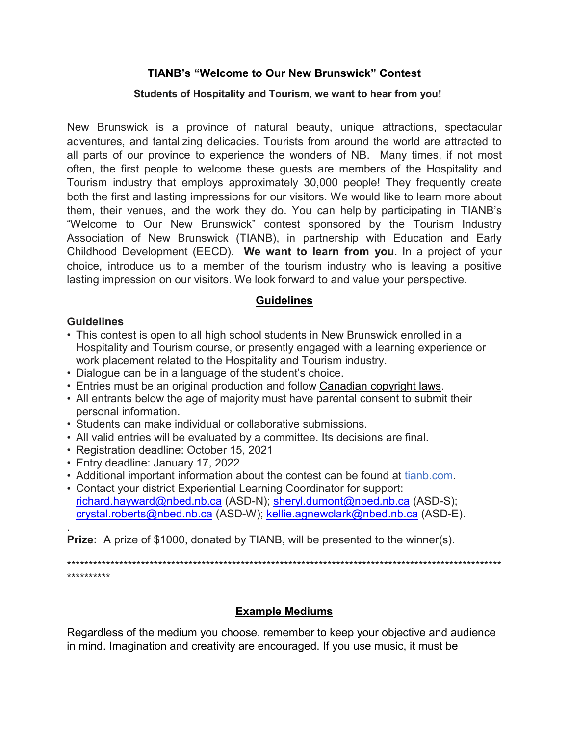**TIANB's "Welcome to Our New Brunswick" Contest**

**Students of Hospitality and Tourism, we want to hear from you!**

New Brunswick is a province of natural beauty, unique attractions, spectacular adventures, and tantalizing delicacies. Tourists from around the world are attracted to all parts of our province to experience the wonders of NB. Many times, if not most often, the first people to welcome these guests are members of the Hospitality and Tourism industry that employs approximately 30,000 people! They frequently create both the first and lasting impressions for our visitors. We would like to learn more about them, their venues, and the work they do. You can help by participating in TIANB's "Welcome to Our New Brunswick" contest sponsored by the Tourism Industry Association of New Brunswick (TIANB), in partnership with Education and Early Childhood Development (EECD). **We want to learn from you**. In a project of your choice, introduce us to a member of the tourism industry who is leaving a positive lasting impression on our visitors. We look forward to and value your perspective.

## Guidelines

**Guidelines**

- This contest is open to all high school students in New Brunswick enrolled in a Hospitality and Tourism course, or presently engaged with a learning experience or work placement related to the Hospitality and Tourism industry.
- Dialogue can be in a language of the student's choice.
- Entries must be an original production and follow Canadian copyright laws.
- All entrants below the age of majority must have parental consent to submit their personal information.
- Students can make individual or collaborative submissions.
- All valid entries will be evaluated by a committee. Its decisions are final.
- Registration deadline: October 15, 2021
- Entry deadline: January 17, 2022
- Additional important information about the contest can be found at tianb.com.
- Contact your district Experiential Learning Coordinator for support: richard.hayward@nbed.nb.ca (ASD-N); sheryl.dumont@nbed.nb.ca (ASD-S); crystal.roberts@nbed.nb.ca (ASD-W); kellie.agnewclark@nbed.nb.ca (ASD-E).

.

**Prize:** A prize of $1000, donated by TIANB, will be presented to the winner(s).

****************************************************************************************************************

## Example Mediums

Regardless of the medium you choose, remember to keep your objective and audience in mind. Imagination and creativity are encouraged. If you use music, it must be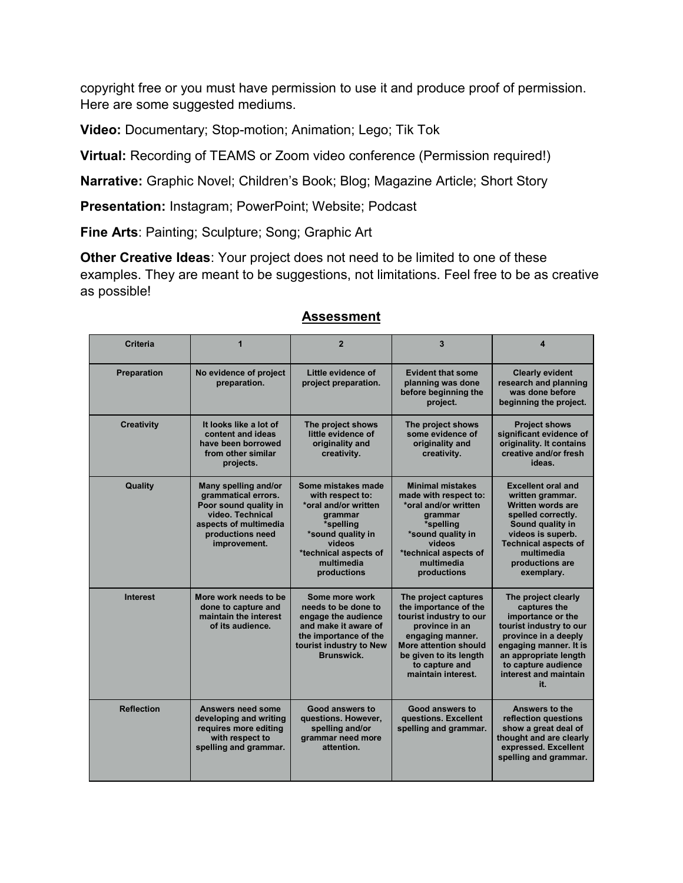copyright free or you must have permission to use it and produce proof of permission. Here are some suggested mediums.

**Video:** Documentary; Stop-motion; Animation; Lego; Tik Tok

**Virtual:** Recording of TEAMS or Zoom video conference (Permission required!)

**Narrative:** Graphic Novel; Children's Book; Blog; Magazine Article; Short Story

**Presentation:** Instagram; PowerPoint; Website; Podcast

**Fine Arts**: Painting; Sculpture; Song; Graphic Art

**Other Creative Ideas**: Your project does not need to be limited to one of these examples. They are meant to be suggestions, not limitations. Feel free to be as creative as possible!

## Assessment

| Criteria | 1 | 2 | 3 | 4 |
|---|---|---|---|---|
| Preparation | No evidence of project preparation. | Little evidence of project preparation. | Evident that some planning was done before beginning the project. | Clearly evident research and planning was done before beginning the project. |
| Creativity | It looks like a lot of content and ideas have been borrowed from other similar projects. | The project shows little evidence of originality and creativity. | The project shows some evidence of originality and creativity. | Project shows significant evidence of originality. It contains creative and/or fresh ideas. |
| Quality | Many spelling and/or grammatical errors. Poor sound quality in video. Technical aspects of multimedia productions need improvement. | Some mistakes made with respect to: *oral and/or written grammar *spelling *sound quality in videos *technical aspects of multimedia productions | Minimal mistakes made with respect to: *oral and/or written grammar *spelling *sound quality in videos *technical aspects of multimedia productions | Excellent oral and written grammar. Written words are spelled correctly. Sound quality in videos is superb. Technical aspects of multimedia productions are exemplary. |
| Interest | More work needs to be done to capture and maintain the interest of its audience. | Some more work needs to be done to engage the audience and make it aware of the importance of the tourist industry to New Brunswick. | The project captures the importance of the tourist industry to our province in an engaging manner. More attention should be given to its length to capture and maintain interest. | The project clearly captures the importance or the tourist industry to our province in a deeply engaging manner. It is an appropriate length to capture audience interest and maintain it. |
| Reflection | Answers need some developing and writing requires more editing with respect to spelling and grammar. | Good answers to questions. However, spelling and/or grammar need more attention. | Good answers to questions. Excellent spelling and grammar. | Answers to the reflection questions show a great deal of thought and are clearly expressed. Excellent spelling and grammar. |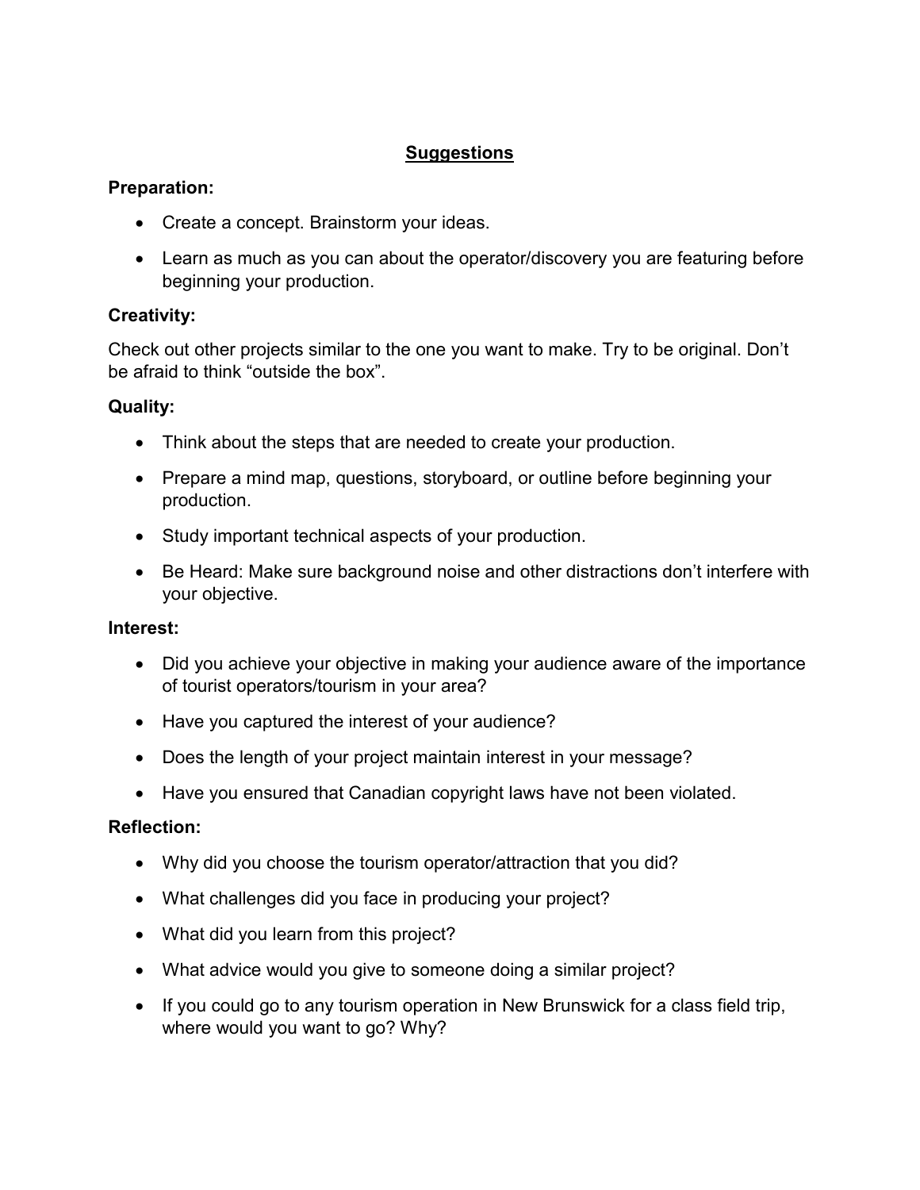## Suggestions

**Preparation:**

- Create a concept. Brainstorm your ideas.
- Learn as much as you can about the operator/discovery you are featuring before beginning your production.

**Creativity:**

Check out other projects similar to the one you want to make. Try to be original. Don't be afraid to think "outside the box".

**Quality:**

- Think about the steps that are needed to create your production.
- Prepare a mind map, questions, storyboard, or outline before beginning your production.
- Study important technical aspects of your production.
- Be Heard: Make sure background noise and other distractions don't interfere with your objective.

**Interest:**

- Did you achieve your objective in making your audience aware of the importance of tourist operators/tourism in your area?
- Have you captured the interest of your audience?
- Does the length of your project maintain interest in your message?
- Have you ensured that Canadian copyright laws have not been violated.

**Reflection:**

- Why did you choose the tourism operator/attraction that you did?
- What challenges did you face in producing your project?
- What did you learn from this project?
- What advice would you give to someone doing a similar project?
- If you could go to any tourism operation in New Brunswick for a class field trip, where would you want to go? Why?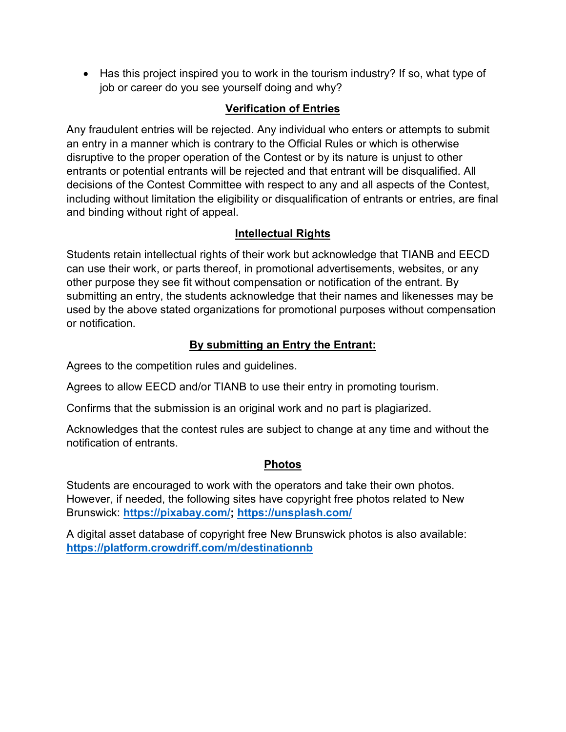- Has this project inspired you to work in the tourism industry? If so, what type of job or career do you see yourself doing and why?

## Verification of Entries

Any fraudulent entries will be rejected. Any individual who enters or attempts to submit an entry in a manner which is contrary to the Official Rules or which is otherwise disruptive to the proper operation of the Contest or by its nature is unjust to other entrants or potential entrants will be rejected and that entrant will be disqualified. All decisions of the Contest Committee with respect to any and all aspects of the Contest, including without limitation the eligibility or disqualification of entrants or entries, are final and binding without right of appeal.

## Intellectual Rights

Students retain intellectual rights of their work but acknowledge that TIANB and EECD can use their work, or parts thereof, in promotional advertisements, websites, or any other purpose they see fit without compensation or notification of the entrant. By submitting an entry, the students acknowledge that their names and likenesses may be used by the above stated organizations for promotional purposes without compensation or notification.

## By submitting an Entry the Entrant:

Agrees to the competition rules and guidelines.

Agrees to allow EECD and/or TIANB to use their entry in promoting tourism.

Confirms that the submission is an original work and no part is plagiarized.

Acknowledges that the contest rules are subject to change at any time and without the notification of entrants.

## Photos

Students are encouraged to work with the operators and take their own photos. However, if needed, the following sites have copyright free photos related to New Brunswick: **https://pixabay.com/**; **https://unsplash.com/**

A digital asset database of copyright free New Brunswick photos is also available: **https://platform.crowdriff.com/m/destinationnb**